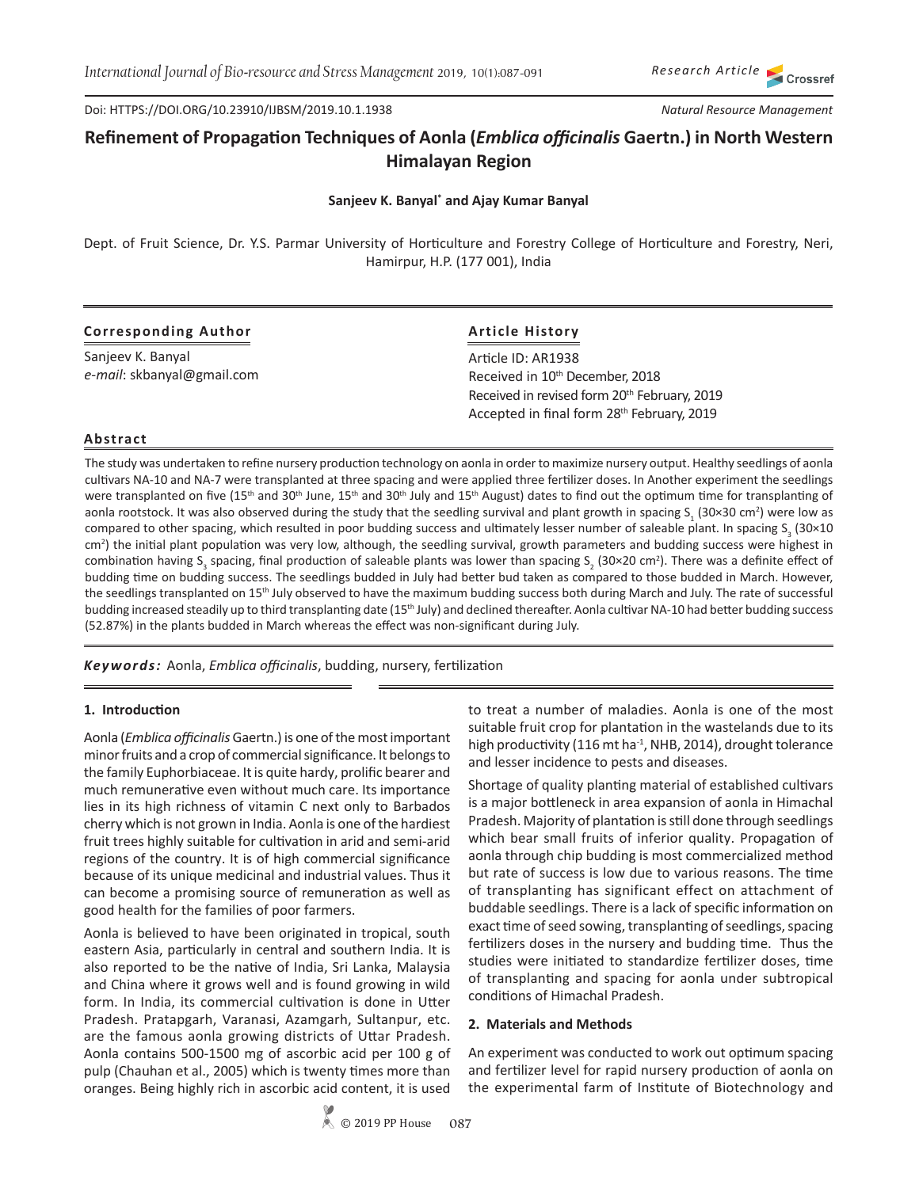Doi: HTTPS://DOI.ORG/10.23910/IJBSM/2019.10.1.1938

*Research Article*

*Natural Resource Management*

# Refinement of Propagation Techniques of Aonla (*Emblica officinalis* Gaertn.) in North Western Himalayan Region

**Sanjeev K. Banyal\* and Ajay Kumar Banyal**

Dept. of Fruit Science, Dr. Y.S. Parmar University of Horticulture and Forestry College of Horticulture and Forestry, Neri, Hamirpur, H.P. (177 001), India

**Corresponding Author**

Sanjeev K. Banyal
*e-mail*: skbanyal@gmail.com

**Article History**

Article ID: AR1938
Received in 10th December, 2018
Received in revised form 20th February, 2019
Accepted in final form 28th February, 2019

## Abstract

The study was undertaken to refine nursery production technology on aonla in order to maximize nursery output. Healthy seedlings of aonla cultivars NA-10 and NA-7 were transplanted at three spacing and were applied three fertilizer doses. In Another experiment the seedlings were transplanted on five (15th and 30th June, 15th and 30th July and 15th August) dates to find out the optimum time for transplanting of aonla rootstock. It was also observed during the study that the seedling survival and plant growth in spacing $S_1$ (30×30 cm$^2$) were low as compared to other spacing, which resulted in poor budding success and ultimately lesser number of saleable plant. In spacing $S_3$ (30×10 cm$^2$) the initial plant population was very low, although, the seedling survival, growth parameters and budding success were highest in combination having $S_3$ spacing, final production of saleable plants was lower than spacing $S_2$ (30×20 cm$^2$). There was a definite effect of budding time on budding success. The seedlings budded in July had better bud taken as compared to those budded in March. However, the seedlings transplanted on 15th July observed to have the maximum budding success both during March and July. The rate of successful budding increased steadily up to third transplanting date (15th July) and declined thereafter. Aonla cultivar NA-10 had better budding success (52.87%) in the plants budded in March whereas the effect was non-significant during July.

***Keywords:*** Aonla, *Emblica officinalis*, budding, nursery, fertilization

## 1. Introduction

Aonla (*Emblica officinalis* Gaertn.) is one of the most important minor fruits and a crop of commercial significance. It belongs to the family Euphorbiaceae. It is quite hardy, prolific bearer and much remunerative even without much care. Its importance lies in its high richness of vitamin C next only to Barbados cherry which is not grown in India. Aonla is one of the hardiest fruit trees highly suitable for cultivation in arid and semi-arid regions of the country. It is of high commercial significance because of its unique medicinal and industrial values. Thus it can become a promising source of remuneration as well as good health for the families of poor farmers.

Aonla is believed to have been originated in tropical, south eastern Asia, particularly in central and southern India. It is also reported to be the native of India, Sri Lanka, Malaysia and China where it grows well and is found growing in wild form. In India, its commercial cultivation is done in Utter Pradesh. Pratapgarh, Varanasi, Azamgarh, Sultanpur, etc. are the famous aonla growing districts of Uttar Pradesh. Aonla contains 500-1500 mg of ascorbic acid per 100 g of pulp (Chauhan et al., 2005) which is twenty times more than oranges. Being highly rich in ascorbic acid content, it is used to treat a number of maladies. Aonla is one of the most suitable fruit crop for plantation in the wastelands due to its high productivity (116 mt ha$^{-1}$, NHB, 2014), drought tolerance and lesser incidence to pests and diseases.

Shortage of quality planting material of established cultivars is a major bottleneck in area expansion of aonla in Himachal Pradesh. Majority of plantation is still done through seedlings which bear small fruits of inferior quality. Propagation of aonla through chip budding is most commercialized method but rate of success is low due to various reasons. The time of transplanting has significant effect on attachment of buddable seedlings. There is a lack of specific information on exact time of seed sowing, transplanting of seedlings, spacing fertilizers doses in the nursery and budding time. Thus the studies were initiated to standardize fertilizer doses, time of transplanting and spacing for aonla under subtropical conditions of Himachal Pradesh.

## 2. Materials and Methods

An experiment was conducted to work out optimum spacing and fertilizer level for rapid nursery production of aonla on the experimental farm of Institute of Biotechnology and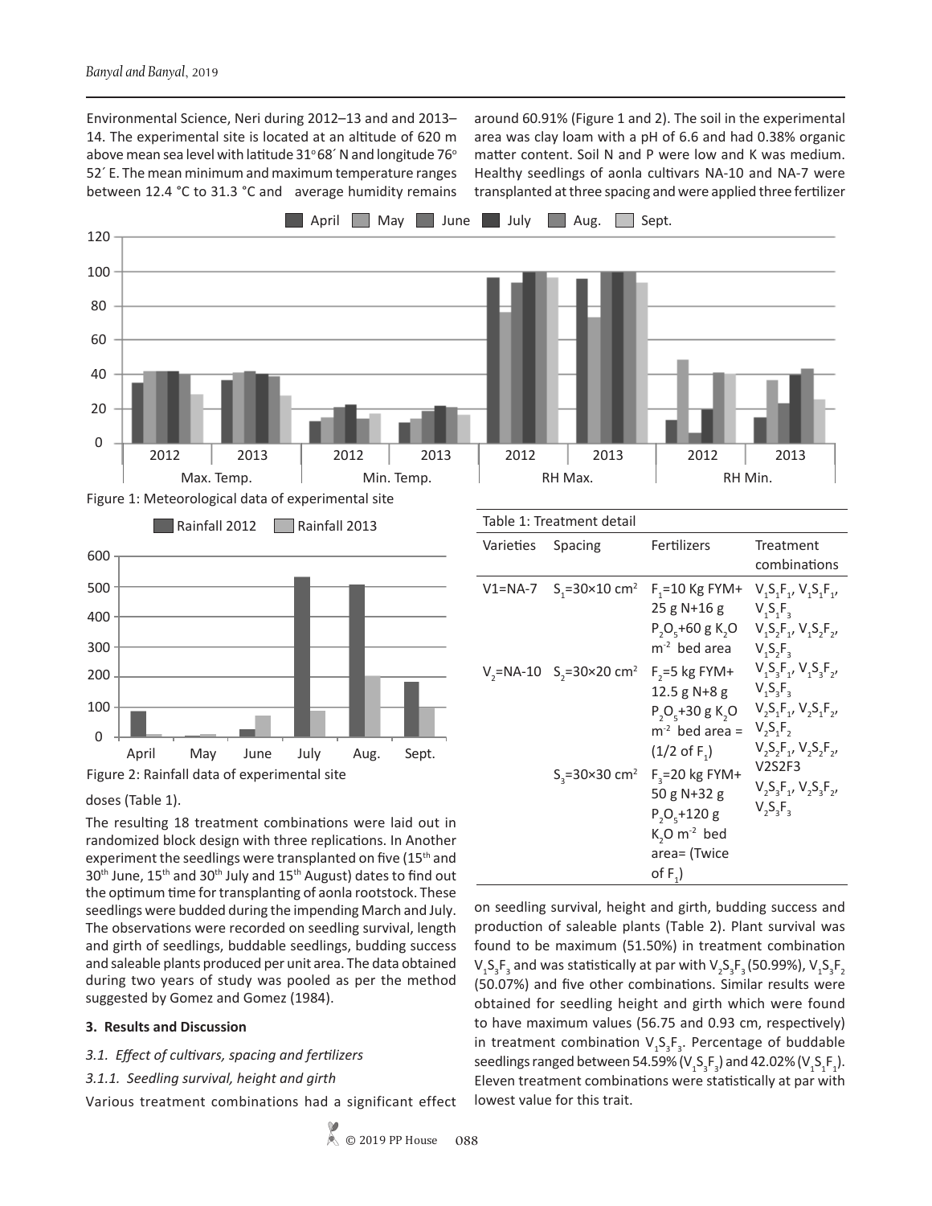Environmental Science, Neri during 2012–13 and and 2013–14. The experimental site is located at an altitude of 620 m above mean sea level with latitude 31° 68´ N and longitude 76° 52´ E. The mean minimum and maximum temperature ranges between 12.4 °C to 31.3 °C and average humidity remains around 60.91% (Figure 1 and 2). The soil in the experimental area was clay loam with a pH of 6.6 and had 0.38% organic matter content. Soil N and P were low and K was medium. Healthy seedlings of aonla cultivars NA-10 and NA-7 were transplanted at three spacing and were applied three fertilizer doses (Table 1).

Figure 1: Meteorological data of experimental site

Figure 2: Rainfall data of experimental site

The resulting 18 treatment combinations were laid out in randomized block design with three replications. In Another experiment the seedlings were transplanted on five (15th and 30th June, 15th and 30th July and 15th August) dates to find out the optimum time for transplanting of aonla rootstock. These seedlings were budded during the impending March and July. The observations were recorded on seedling survival, length and girth of seedlings, buddable seedlings, budding success and saleable plants produced per unit area. The data obtained during two years of study was pooled as per the method suggested by Gomez and Gomez (1984).

Table 1: Treatment detail

| Varieties | Spacing | Fertilizers | Treatment combinations |
|---|---|---|---|
| V1=NA-7 | $S_1$=30×10 cm² | $F_1$=10 Kg FYM+ 25 g N+16 g $P_2O_5$+60 g $K_2O$ $m^{-2}$ bed area | $V_1S_1F_1$, $V_1S_1F_1$, $V_1S_1F_3$ $V_1S_2F_1$, $V_1S_2F_2$, $V_1S_2F_3$ |
| $V_2$=NA-10 | $S_2$=30×20 cm² | $F_2$=5 kg FYM+ 12.5 g N+8 g $P_2O_5$+30 g $K_2O$ $m^{-2}$ bed area = (1/2 of $F_1$) | $V_1S_3F_1$, $V_1S_3F_2$, $V_1S_3F_3$ $V_2S_1F_1$, $V_2S_1F_2$, $V_2S_1F_2$ $V_2S_2F_1$, $V_2S_2F_2$, V2S2F3 |
| | $S_3$=30×30 cm² | $F_3$=20 kg FYM+ 50 g N+32 g $P_2O_5$+120 g $K_2O$ $m^{-2}$ bed area= (Twice of $F_1$) | $V_2S_3F_1$, $V_2S_3F_2$, $V_2S_3F_3$ |

## 3. Results and Discussion

### *3.1. Effect of cultivars, spacing and fertilizers*

#### *3.1.1. Seedling survival, height and girth*

Various treatment combinations had a significant effect on seedling survival, height and girth, budding success and production of saleable plants (Table 2). Plant survival was found to be maximum (51.50%) in treatment combination $V_1S_3F_3$ and was statistically at par with $V_2S_3F_3$ (50.99%), $V_1S_3F_2$ (50.07%) and five other combinations. Similar results were obtained for seedling height and girth which were found to have maximum values (56.75 and 0.93 cm, respectively) in treatment combination $V_1S_3F_3$. Percentage of buddable seedlings ranged between 54.59% ($V_1S_3F_3$) and 42.02% ($V_1S_1F_1$). Eleven treatment combinations were statistically at par with lowest value for this trait.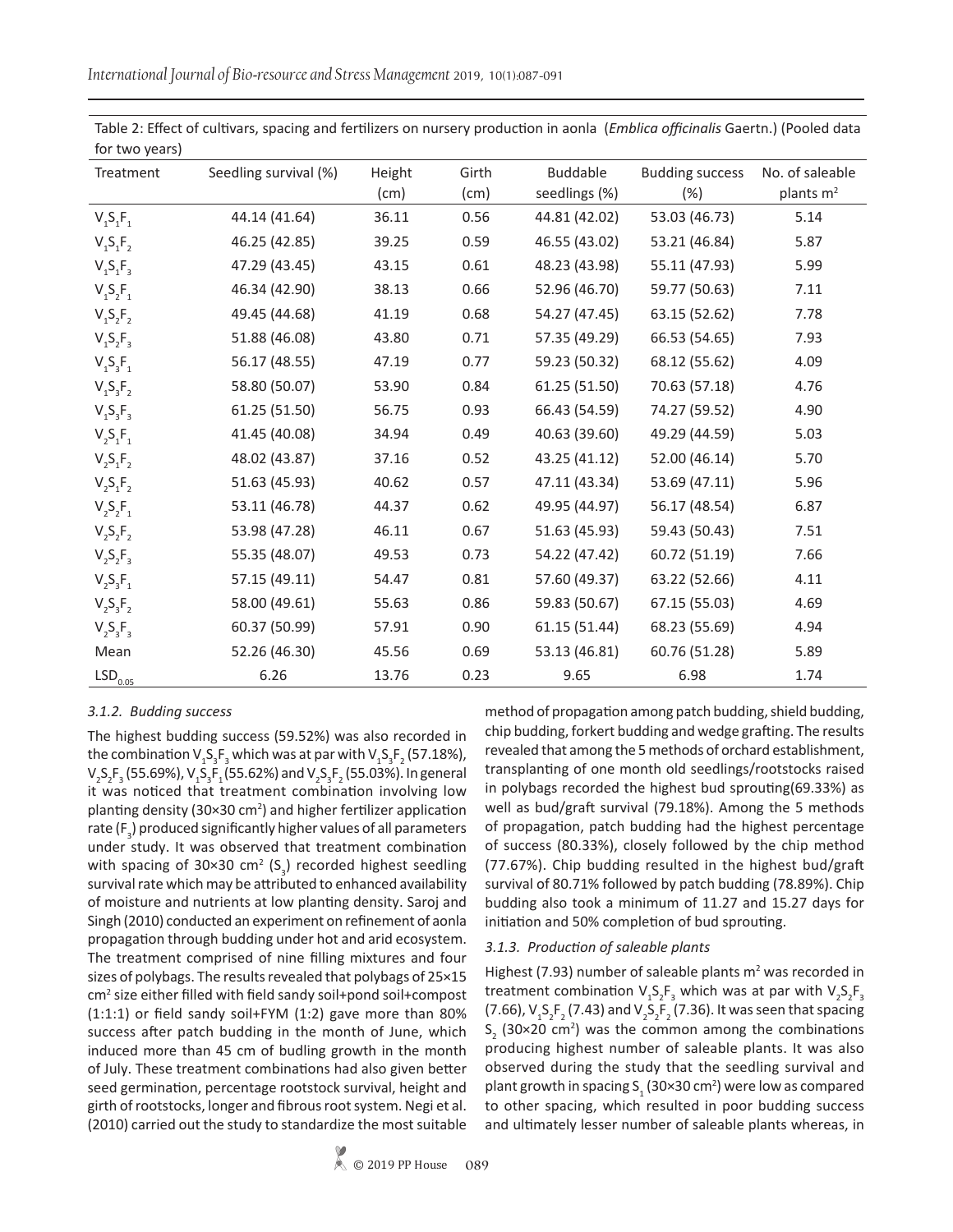Table 2: Effect of cultivars, spacing and fertilizers on nursery production in aonla (*Emblica officinalis* Gaertn.) (Pooled data for two years)

| Treatment | Seedling survival (%) | Height (cm) | Girth (cm) | Buddable seedlings (%) | Budding success (%) | No. of saleable plants $m^2$ |
|---|---|---|---|---|---|---|
| $V_1S_1F_1$ | 44.14 (41.64) | 36.11 | 0.56 | 44.81 (42.02) | 53.03 (46.73) | 5.14 |
| $V_1S_1F_2$ | 46.25 (42.85) | 39.25 | 0.59 | 46.55 (43.02) | 53.21 (46.84) | 5.87 |
| $V_1S_1F_3$ | 47.29 (43.45) | 43.15 | 0.61 | 48.23 (43.98) | 55.11 (47.93) | 5.99 |
| $V_1S_2F_1$ | 46.34 (42.90) | 38.13 | 0.66 | 52.96 (46.70) | 59.77 (50.63) | 7.11 |
| $V_1S_2F_2$ | 49.45 (44.68) | 41.19 | 0.68 | 54.27 (47.45) | 63.15 (52.62) | 7.78 |
| $V_1S_2F_3$ | 51.88 (46.08) | 43.80 | 0.71 | 57.35 (49.29) | 66.53 (54.65) | 7.93 |
| $V_1S_3F_1$ | 56.17 (48.55) | 47.19 | 0.77 | 59.23 (50.32) | 68.12 (55.62) | 4.09 |
| $V_1S_3F_2$ | 58.80 (50.07) | 53.90 | 0.84 | 61.25 (51.50) | 70.63 (57.18) | 4.76 |
| $V_1S_3F_3$ | 61.25 (51.50) | 56.75 | 0.93 | 66.43 (54.59) | 74.27 (59.52) | 4.90 |
| $V_2S_1F_1$ | 41.45 (40.08) | 34.94 | 0.49 | 40.63 (39.60) | 49.29 (44.59) | 5.03 |
| $V_2S_1F_2$ | 48.02 (43.87) | 37.16 | 0.52 | 43.25 (41.12) | 52.00 (46.14) | 5.70 |
| $V_2S_1F_2$ | 51.63 (45.93) | 40.62 | 0.57 | 47.11 (43.34) | 53.69 (47.11) | 5.96 |
| $V_2S_2F_1$ | 53.11 (46.78) | 44.37 | 0.62 | 49.95 (44.97) | 56.17 (48.54) | 6.87 |
| $V_2S_2F_2$ | 53.98 (47.28) | 46.11 | 0.67 | 51.63 (45.93) | 59.43 (50.43) | 7.51 |
| $V_2S_2F_3$ | 55.35 (48.07) | 49.53 | 0.73 | 54.22 (47.42) | 60.72 (51.19) | 7.66 |
| $V_2S_3F_1$ | 57.15 (49.11) | 54.47 | 0.81 | 57.60 (49.37) | 63.22 (52.66) | 4.11 |
| $V_2S_3F_2$ | 58.00 (49.61) | 55.63 | 0.86 | 59.83 (50.67) | 67.15 (55.03) | 4.69 |
| $V_2S_3F_3$ | 60.37 (50.99) | 57.91 | 0.90 | 61.15 (51.44) | 68.23 (55.69) | 4.94 |
| Mean | 52.26 (46.30) | 45.56 | 0.69 | 53.13 (46.81) | 60.76 (51.28) | 5.89 |
| $LSD_{0.05}$ | 6.26 | 13.76 | 0.23 | 9.65 | 6.98 | 1.74 |

### 3.1.2. Budding success

The highest budding success (59.52%) was also recorded in the combination $V_1S_3F_3$ which was at par with $V_1S_3F_2$ (57.18%), $V_2S_3F_3$ (55.69%), $V_1S_3F_1$ (55.62%) and $V_2S_3F_2$ (55.03%). In general it was noticed that treatment combination involving low planting density (30×30 cm$^2$) and higher fertilizer application rate ($F_3$) produced significantly higher values of all parameters under study. It was observed that treatment combination with spacing of 30×30 cm$^2$ ($S_3$) recorded highest seedling survival rate which may be attributed to enhanced availability of moisture and nutrients at low planting density. Saroj and Singh (2010) conducted an experiment on refinement of aonla propagation through budding under hot and arid ecosystem. The treatment comprised of nine filling mixtures and four sizes of polybags. The results revealed that polybags of 25×15 cm$^2$ size either filled with field sandy soil+pond soil+compost (1:1:1) or field sandy soil+FYM (1:2) gave more than 80% success after patch budding in the month of June, which induced more than 45 cm of budling growth in the month of July. These treatment combinations had also given better seed germination, percentage rootstock survival, height and girth of rootstocks, longer and fibrous root system. Negi et al. (2010) carried out the study to standardize the most suitable method of propagation among patch budding, shield budding, chip budding, forkert budding and wedge grafting. The results revealed that among the 5 methods of orchard establishment, transplanting of one month old seedlings/rootstocks raised in polybags recorded the highest bud sprouting(69.33%) as well as bud/graft survival (79.18%). Among the 5 methods of propagation, patch budding had the highest percentage of success (80.33%), closely followed by the chip method (77.67%). Chip budding resulted in the highest bud/graft survival of 80.71% followed by patch budding (78.89%). Chip budding also took a minimum of 11.27 and 15.27 days for initiation and 50% completion of bud sprouting.

### 3.1.3. Production of saleable plants

Highest (7.93) number of saleable plants m$^2$ was recorded in treatment combination $V_1S_2F_3$ which was at par with $V_2S_2F_3$ (7.66), $V_1S_2F_2$ (7.43) and $V_2S_2F_2$ (7.36). It was seen that spacing $S_2$ (30×20 cm$^2$) was the common among the combinations producing highest number of saleable plants. It was also observed during the study that the seedling survival and plant growth in spacing $S_1$ (30×30 cm$^2$) were low as compared to other spacing, which resulted in poor budding success and ultimately lesser number of saleable plants whereas, in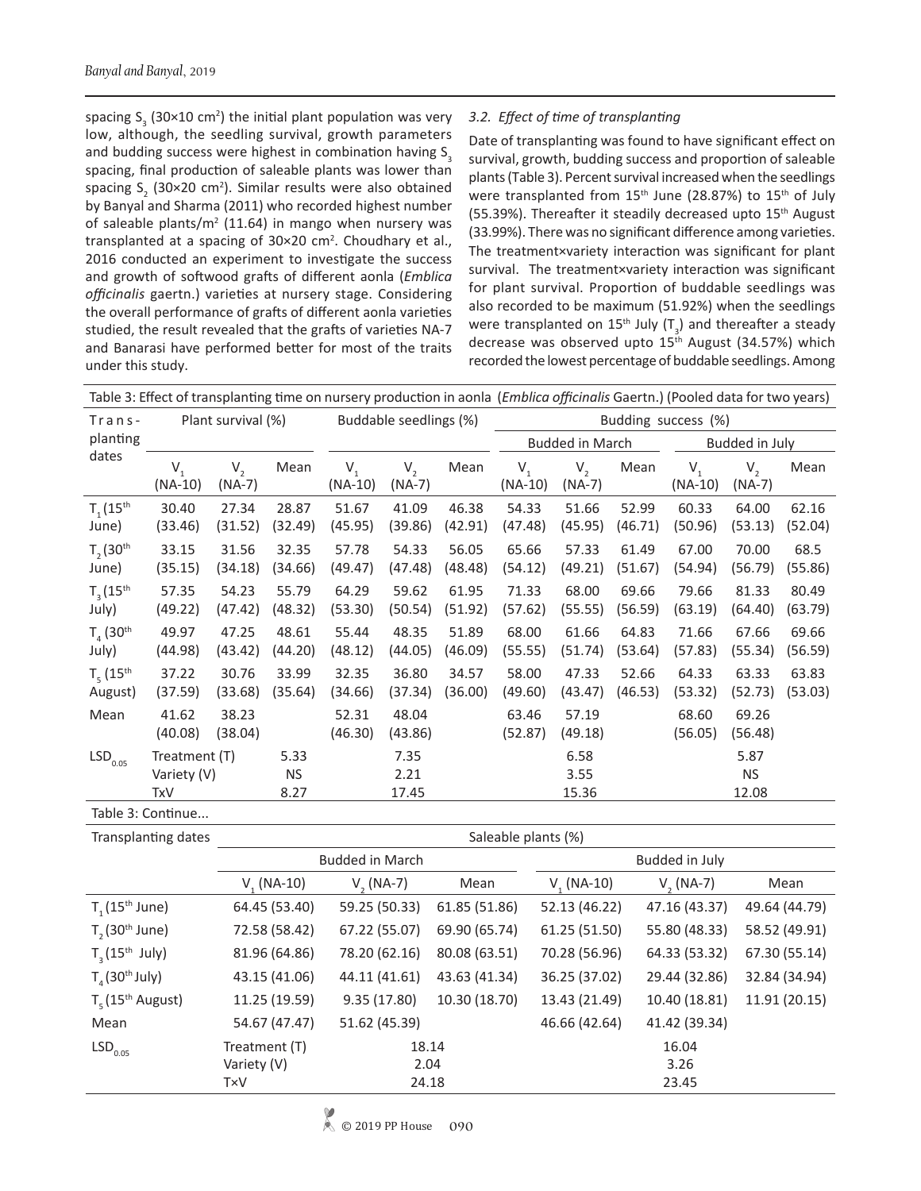spacing $S_3$ (30×10 cm²) the initial plant population was very low, although, the seedling survival, growth parameters and budding success were highest in combination having $S_3$ spacing, final production of saleable plants was lower than spacing $S_2$ (30×20 cm²). Similar results were also obtained by Banyal and Sharma (2011) who recorded highest number of saleable plants/m² (11.64) in mango when nursery was transplanted at a spacing of 30×20 cm². Choudhary et al., 2016 conducted an experiment to investigate the success and growth of softwood grafts of different aonla (*Emblica officinalis* gaertn.) varieties at nursery stage. Considering the overall performance of grafts of different aonla varieties studied, the result revealed that the grafts of varieties NA-7 and Banarasi have performed better for most of the traits under this study.

### *3.2. Effect of time of transplanting*

Date of transplanting was found to have significant effect on survival, growth, budding success and proportion of saleable plants (Table 3). Percent survival increased when the seedlings were transplanted from 15th June (28.87%) to 15th of July (55.39%). Thereafter it steadily decreased upto 15th August (33.99%). There was no significant difference among varieties. The treatment×variety interaction was significant for plant survival. The treatment×variety interaction was significant for plant survival. Proportion of buddable seedlings was also recorded to be maximum (51.92%) when the seedlings were transplanted on 15th July ($T_3$) and thereafter a steady decrease was observed upto 15th August (34.57%) which recorded the lowest percentage of buddable seedlings. Among

Table 3: Effect of transplanting time on nursery production in aonla (*Emblica officinalis* Gaertn.) (Pooled data for two years)

| Transplanting dates | Plant survival (%) | | | Buddable seedlings (%) | | | Budding success (%) | | | | | |
|---|---|---|---|---|---|---|---|---|---|---|---|---|
| | | | | | | | Budded in March | | | Budded in July | | |
| | $V_1$ (NA-10) | $V_2$ (NA-7) | Mean | $V_1$ (NA-10) | $V_2$ (NA-7) | Mean | $V_1$ (NA-10) | $V_2$ (NA-7) | Mean | $V_1$ (NA-10) | $V_2$ (NA-7) | Mean |
| $T_1$ (15th June) | 30.40 (33.46) | 27.34 (31.52) | 28.87 (32.49) | 51.67 (45.95) | 41.09 (39.86) | 46.38 (42.91) | 54.33 (47.48) | 51.66 (45.95) | 52.99 (46.71) | 60.33 (50.96) | 64.00 (53.13) | 62.16 (52.04) |
| $T_2$ (30th June) | 33.15 (35.15) | 31.56 (34.18) | 32.35 (34.66) | 57.78 (49.47) | 54.33 (47.48) | 56.05 (48.48) | 65.66 (54.12) | 57.33 (49.21) | 61.49 (51.67) | 67.00 (54.94) | 70.00 (56.79) | 68.5 (55.86) |
| $T_3$ (15th July) | 57.35 (49.22) | 54.23 (47.42) | 55.79 (48.32) | 64.29 (53.30) | 59.62 (50.54) | 61.95 (51.92) | 71.33 (57.62) | 68.00 (55.55) | 69.66 (56.59) | 79.66 (63.19) | 81.33 (64.40) | 80.49 (63.79) |
| $T_4$ (30th July) | 49.97 (44.98) | 47.25 (43.42) | 48.61 (44.20) | 55.44 (48.12) | 48.35 (44.05) | 51.89 (46.09) | 68.00 (55.55) | 61.66 (51.74) | 64.83 (53.64) | 71.66 (57.83) | 67.66 (55.34) | 69.66 (56.59) |
| $T_5$ (15th August) | 37.22 (37.59) | 30.76 (33.68) | 33.99 (35.64) | 32.35 (34.66) | 36.80 (37.34) | 34.57 (36.00) | 58.00 (49.60) | 47.33 (43.47) | 52.66 (46.53) | 64.33 (53.32) | 63.33 (52.73) | 63.83 (53.03) |
| Mean | 41.62 (40.08) | 38.23 (38.04) | | 52.31 (46.30) | 48.04 (43.86) | | 63.46 (52.87) | 57.19 (49.18) | | 68.60 (56.05) | 69.26 (56.48) | |
| $LSD_{0.05}$ | Treatment (T) | | 5.33 | | 7.35 | | | 6.58 | | | 5.87 | |
| | Variety (V) | | NS | | 2.21 | | | 3.55 | | | NS | |
| | TxV | | 8.27 | | 17.45 | | | 15.36 | | | 12.08 | |

Table 3: Continue...

| Transplanting dates | Saleable plants (%) | | | | | |
|---|---|---|---|---|---|---|
| | Budded in March | | | Budded in July | | |
| | $V_1$ (NA-10) | $V_2$ (NA-7) | Mean | $V_1$ (NA-10) | $V_2$ (NA-7) | Mean |
| $T_1$ (15th June) | 64.45 (53.40) | 59.25 (50.33) | 61.85 (51.86) | 52.13 (46.22) | 47.16 (43.37) | 49.64 (44.79) |
| $T_2$ (30th June) | 72.58 (58.42) | 67.22 (55.07) | 69.90 (65.74) | 61.25 (51.50) | 55.80 (48.33) | 58.52 (49.91) |
| $T_3$ (15th July) | 81.96 (64.86) | 78.20 (62.16) | 80.08 (63.51) | 70.28 (56.96) | 64.33 (53.32) | 67.30 (55.14) |
| $T_4$ (30th July) | 43.15 (41.06) | 44.11 (41.61) | 43.63 (41.34) | 36.25 (37.02) | 29.44 (32.86) | 32.84 (34.94) |
| $T_5$ (15th August) | 11.25 (19.59) | 9.35 (17.80) | 10.30 (18.70) | 13.43 (21.49) | 10.40 (18.81) | 11.91 (20.15) |
| Mean | 54.67 (47.47) | 51.62 (45.39) | | 46.66 (42.64) | 41.42 (39.34) | |
| $LSD_{0.05}$ | Treatment (T) | 18.14 | | | 16.04 | |
| | Variety (V) | 2.04 | | | 3.26 | |
| | T×V | 24.18 | | | 23.45 | |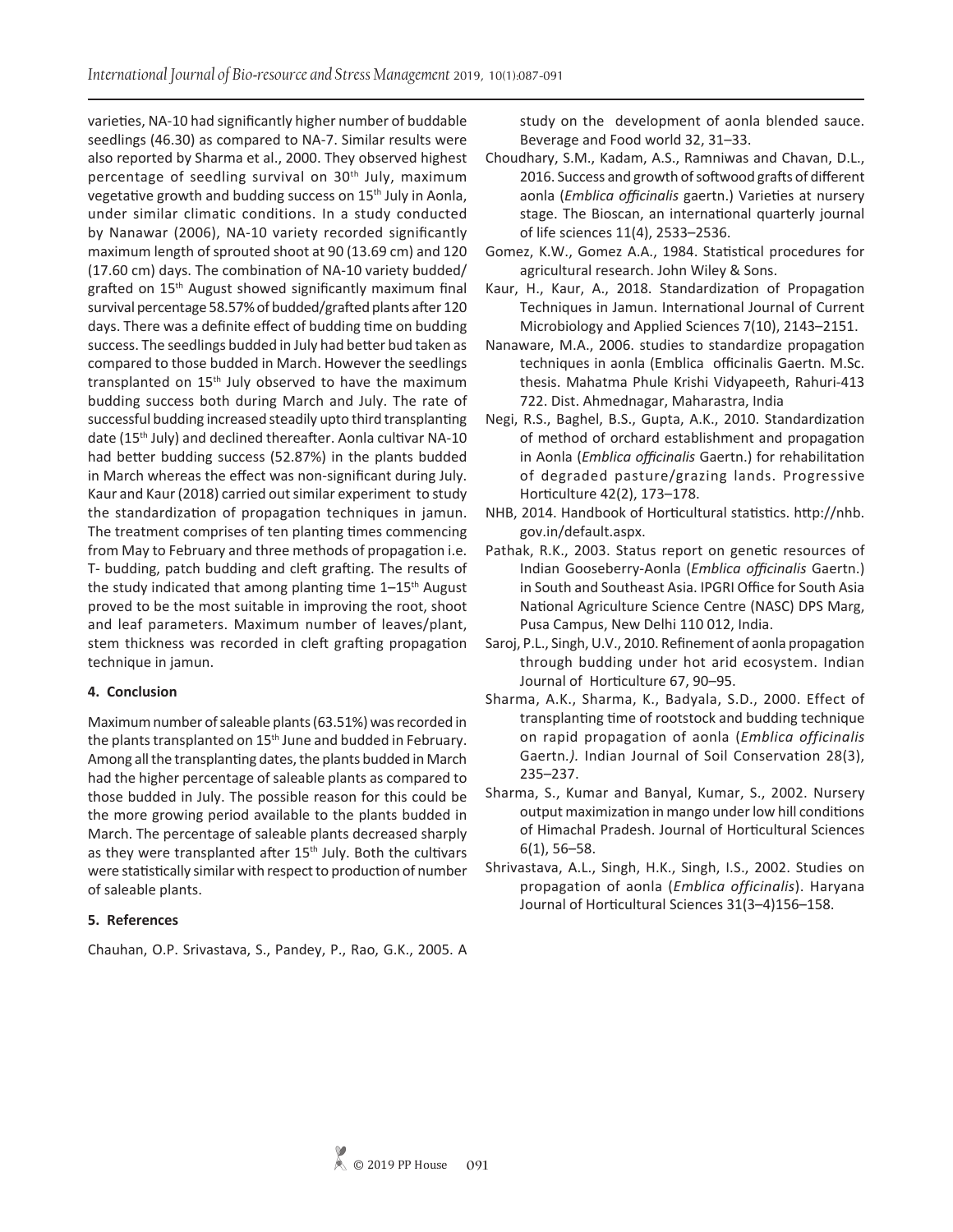varieties, NA-10 had significantly higher number of buddable seedlings (46.30) as compared to NA-7. Similar results were also reported by Sharma et al., 2000. They observed highest percentage of seedling survival on 30th July, maximum vegetative growth and budding success on 15th July in Aonla, under similar climatic conditions. In a study conducted by Nanawar (2006), NA-10 variety recorded significantly maximum length of sprouted shoot at 90 (13.69 cm) and 120 (17.60 cm) days. The combination of NA-10 variety budded/grafted on 15th August showed significantly maximum final survival percentage 58.57% of budded/grafted plants after 120 days. There was a definite effect of budding time on budding success. The seedlings budded in July had better bud taken as compared to those budded in March. However the seedlings transplanted on 15th July observed to have the maximum budding success both during March and July. The rate of successful budding increased steadily upto third transplanting date (15th July) and declined thereafter. Aonla cultivar NA-10 had better budding success (52.87%) in the plants budded in March whereas the effect was non-significant during July. Kaur and Kaur (2018) carried out similar experiment to study the standardization of propagation techniques in jamun. The treatment comprises of ten planting times commencing from May to February and three methods of propagation i.e. T- budding, patch budding and cleft grafting. The results of the study indicated that among planting time 1–15th August proved to be the most suitable in improving the root, shoot and leaf parameters. Maximum number of leaves/plant, stem thickness was recorded in cleft grafting propagation technique in jamun.

## 4. Conclusion

Maximum number of saleable plants (63.51%) was recorded in the plants transplanted on 15th June and budded in February. Among all the transplanting dates, the plants budded in March had the higher percentage of saleable plants as compared to those budded in July. The possible reason for this could be the more growing period available to the plants budded in March. The percentage of saleable plants decreased sharply as they were transplanted after 15th July. Both the cultivars were statistically similar with respect to production of number of saleable plants.

## 5. References

Chauhan, O.P. Srivastava, S., Pandey, P., Rao, G.K., 2005. A study on the development of aonla blended sauce. Beverage and Food world 32, 31–33.

Choudhary, S.M., Kadam, A.S., Ramniwas and Chavan, D.L., 2016. Success and growth of softwood grafts of different aonla (*Emblica officinalis* gaertn.) Varieties at nursery stage. The Bioscan, an international quarterly journal of life sciences 11(4), 2533–2536.

Gomez, K.W., Gomez A.A., 1984. Statistical procedures for agricultural research. John Wiley & Sons.

Kaur, H., Kaur, A., 2018. Standardization of Propagation Techniques in Jamun. International Journal of Current Microbiology and Applied Sciences 7(10), 2143–2151.

Nanaware, M.A., 2006. studies to standardize propagation techniques in aonla (Emblica officinalis Gaertn. M.Sc. thesis. Mahatma Phule Krishi Vidyapeeth, Rahuri-413 722. Dist. Ahmednagar, Maharastra, India

Negi, R.S., Baghel, B.S., Gupta, A.K., 2010. Standardization of method of orchard establishment and propagation in Aonla (*Emblica officinalis* Gaertn.) for rehabilitation of degraded pasture/grazing lands. Progressive Horticulture 42(2), 173–178.

NHB, 2014. Handbook of Horticultural statistics. http://nhb.gov.in/default.aspx.

Pathak, R.K., 2003. Status report on genetic resources of Indian Gooseberry-Aonla (*Emblica officinalis* Gaertn.) in South and Southeast Asia. IPGRI Office for South Asia National Agriculture Science Centre (NASC) DPS Marg, Pusa Campus, New Delhi 110 012, India.

Saroj, P.L., Singh, U.V., 2010. Refinement of aonla propagation through budding under hot arid ecosystem. Indian Journal of Horticulture 67, 90–95.

Sharma, A.K., Sharma, K., Badyala, S.D., 2000. Effect of transplanting time of rootstock and budding technique on rapid propagation of aonla (*Emblica officinalis* Gaertn.). Indian Journal of Soil Conservation 28(3), 235–237.

Sharma, S., Kumar and Banyal, Kumar, S., 2002. Nursery output maximization in mango under low hill conditions of Himachal Pradesh. Journal of Horticultural Sciences 6(1), 56–58.

Shrivastava, A.L., Singh, H.K., Singh, I.S., 2002. Studies on propagation of aonla (*Emblica officinalis*). Haryana Journal of Horticultural Sciences 31(3–4)156–158.